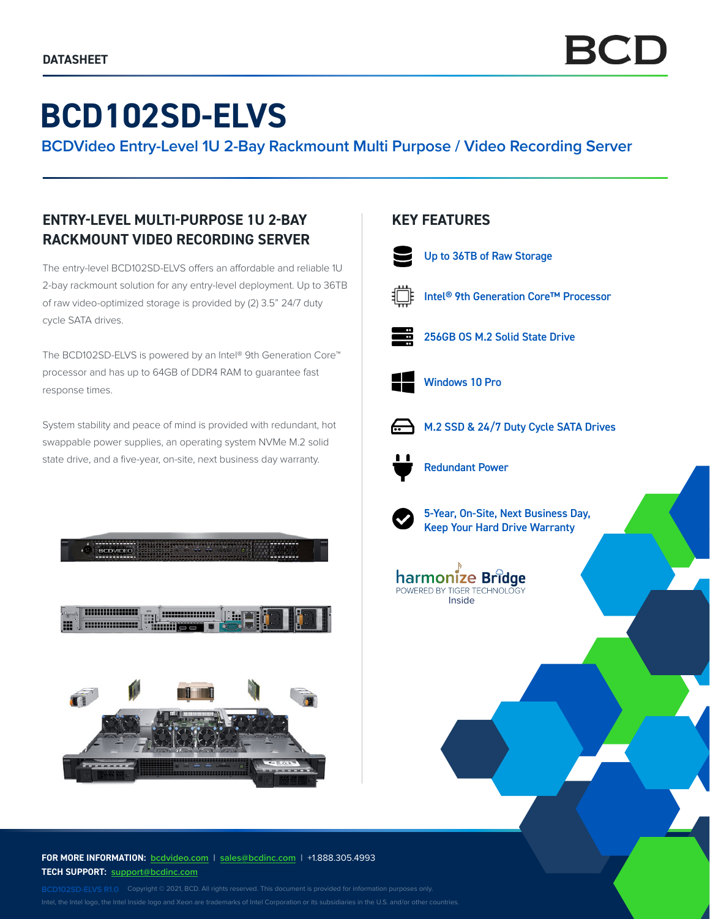DATASHEET

# BCD102SD-ELVS

## BCDVideo Entry-Level 1U 2-Bay Rackmount Multi Purpose / Video Recording Server

### ENTRY-LEVEL MULTI-PURPOSE 1U 2-BAY RACKMOUNT VIDEO RECORDING SERVER

The entry-level BCD102SD-ELVS offers an affordable and reliable 1U 2-bay rackmount solution for any entry-level deployment. Up to 36TB of raw video-optimized storage is provided by (2) 3.5" 24/7 duty cycle SATA drives.

The BCD102SD-ELVS is powered by an Intel® 9th Generation Core™ processor and has up to 64GB of DDR4 RAM to guarantee fast response times.

System stability and peace of mind is provided with redundant, hot swappable power supplies, an operating system NVMe M.2 solid state drive, and a five-year, on-site, next business day warranty.

### KEY FEATURES

- Up to 36TB of Raw Storage
- Intel® 9th Generation Core™ Processor
- 256GB OS M.2 Solid State Drive
- Windows 10 Pro
- M.2 SSD & 24/7 Duty Cycle SATA Drives
- Redundant Power
- 5-Year, On-Site, Next Business Day, Keep Your Hard Drive Warranty

harmonize Bridge
POWERED BY TIGER TECHNOLOGY
Inside

**FOR MORE INFORMATION:** bcdvideo.com | sales@bcdinc.com | +1.888.305.4993
**TECH SUPPORT:** support@bcdinc.com

BCD102SD-ELVS R1.0 Copyright © 2021, BCD. All rights reserved. This document is provided for information purposes only.
Intel, the Intel logo, the Intel Inside logo and Xeon are trademarks of Intel Corporation or its subsidiaries in the U.S. and/or other countries.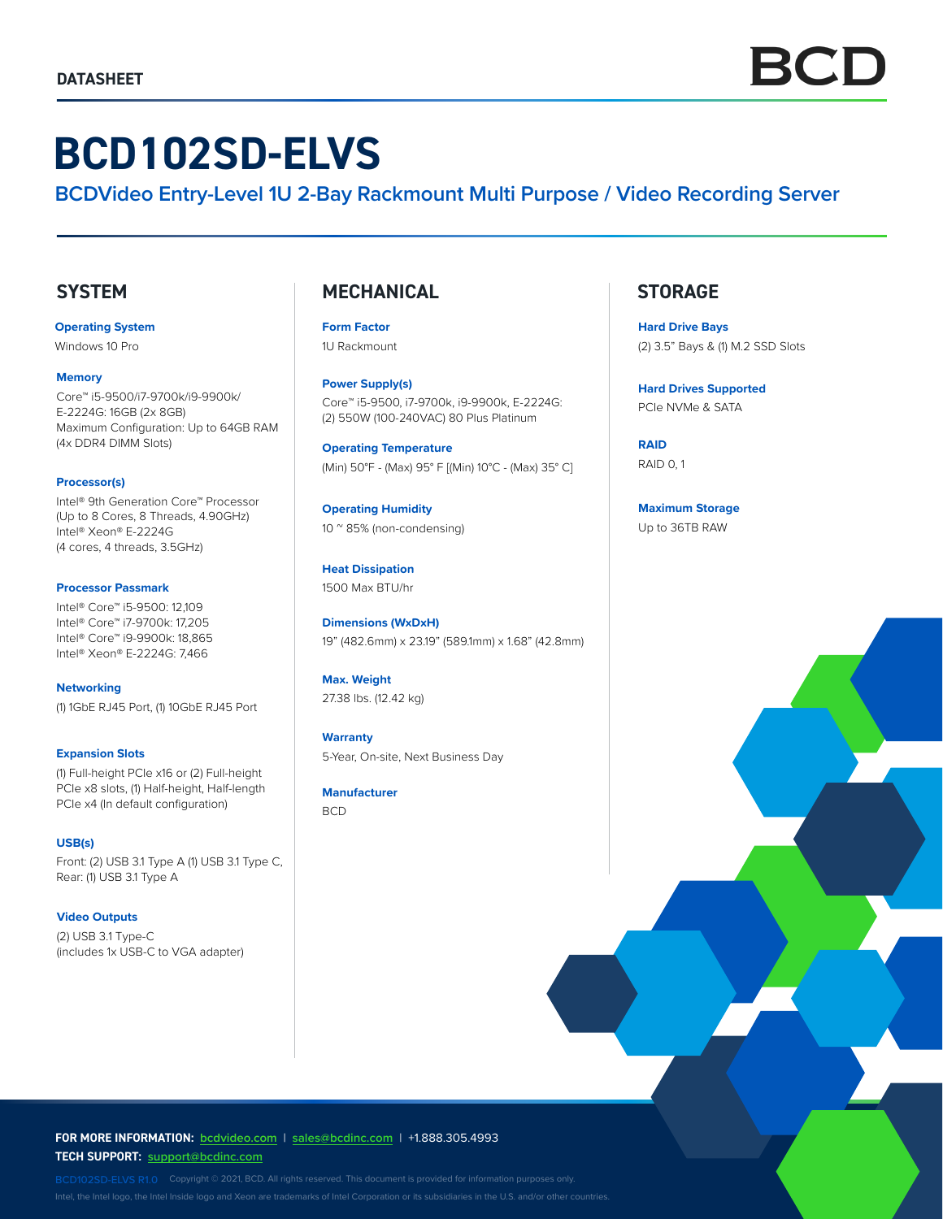DATASHEET

BCD

# BCD102SD-ELVS

## BCDVideo Entry-Level 1U 2-Bay Rackmount Multi Purpose / Video Recording Server

## SYSTEM

**Operating System**

Windows 10 Pro

**Memory**

Core™ i5-9500/i7-9700k/i9-9900k/
E-2224G: 16GB (2x 8GB)
Maximum Configuration: Up to 64GB RAM
(4x DDR4 DIMM Slots)

**Processor(s)**

Intel® 9th Generation Core™ Processor
(Up to 8 Cores, 8 Threads, 4.90GHz)
Intel® Xeon® E-2224G
(4 cores, 4 threads, 3.5GHz)

**Processor Passmark**

Intel® Core™ i5-9500: 12,109
Intel® Core™ i7-9700k: 17,205
Intel® Core™ i9-9900k: 18,865
Intel® Xeon® E-2224G: 7,466

**Networking**

(1) 1GbE RJ45 Port, (1) 10GbE RJ45 Port

**Expansion Slots**

(1) Full-height PCIe x16 or (2) Full-height PCIe x8 slots, (1) Half-height, Half-length PCIe x4 (In default configuration)

**USB(s)**

Front: (2) USB 3.1 Type A (1) USB 3.1 Type C,
Rear: (1) USB 3.1 Type A

**Video Outputs**

(2) USB 3.1 Type-C
(includes 1x USB-C to VGA adapter)

## MECHANICAL

**Form Factor**

1U Rackmount

**Power Supply(s)**

Core™ i5-9500, i7-9700k, i9-9900k, E-2224G:
(2) 550W (100-240VAC) 80 Plus Platinum

**Operating Temperature**

(Min) 50°F - (Max) 95° F [(Min) 10°C - (Max) 35° C]

**Operating Humidity**

10 ~ 85% (non-condensing)

**Heat Dissipation**

1500 Max BTU/hr

**Dimensions (WxDxH)**

19" (482.6mm) x 23.19" (589.1mm) x 1.68" (42.8mm)

**Max. Weight**

27.38 lbs. (12.42 kg)

**Warranty**

5-Year, On-site, Next Business Day

**Manufacturer**

BCD

## STORAGE

**Hard Drive Bays**

(2) 3.5" Bays & (1) M.2 SSD Slots

**Hard Drives Supported**

PCIe NVMe & SATA

**RAID**

RAID 0, 1

**Maximum Storage**

Up to 36TB RAW

**FOR MORE INFORMATION:** bcdvideo.com | sales@bcdinc.com | +1.888.305.4993
**TECH SUPPORT:** support@bcdinc.com

BCD102SD-ELVS R1.0 Copyright © 2021, BCD. All rights reserved. This document is provided for information purposes only.
Intel, the Intel logo, the Intel Inside logo and Xeon are trademarks of Intel Corporation or its subsidiaries in the U.S. and/or other countries.